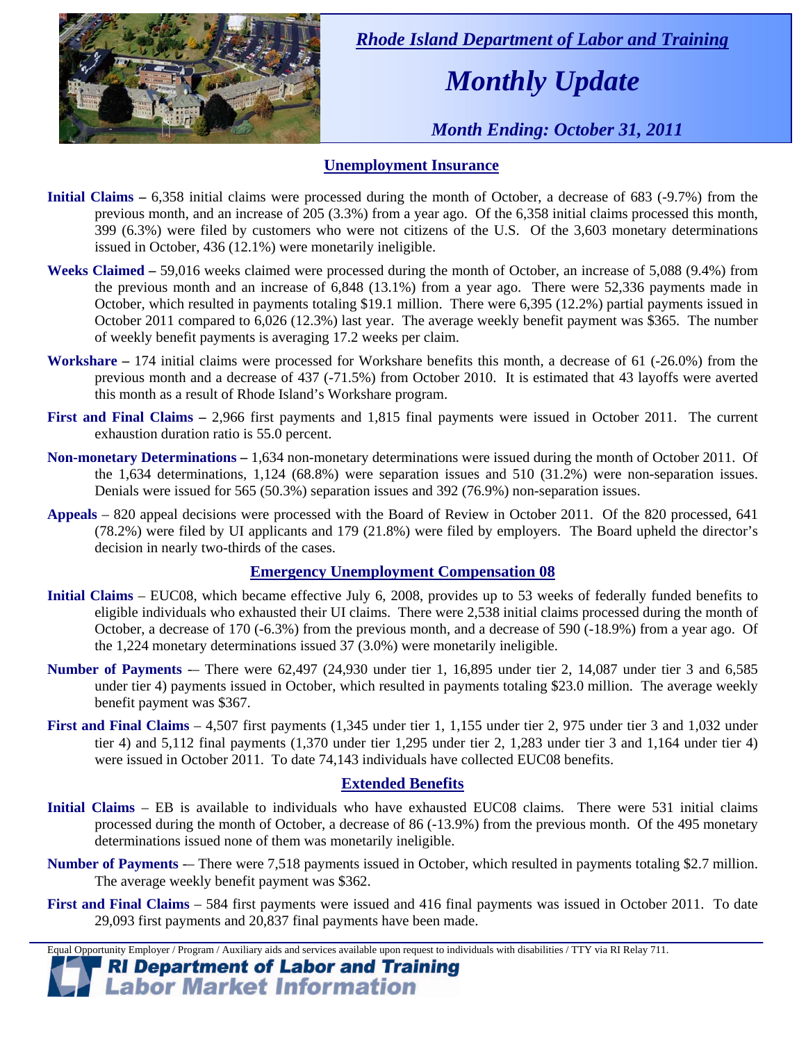*Rhode Island Department of Labor and Training*

# *Monthly Update*

*Month Ending: October 31, 2011*

## Unemployment Insurance

**Initial Claims –** 6,358 initial claims were processed during the month of October, a decrease of 683 (-9.7%) from the previous month, and an increase of 205 (3.3%) from a year ago. Of the 6,358 initial claims processed this month, 399 (6.3%) were filed by customers who were not citizens of the U.S. Of the 3,603 monetary determinations issued in October, 436 (12.1%) were monetarily ineligible.

**Weeks Claimed –** 59,016 weeks claimed were processed during the month of October, an increase of 5,088 (9.4%) from the previous month and an increase of 6,848 (13.1%) from a year ago. There were 52,336 payments made in October, which resulted in payments totaling $19.1 million. There were 6,395 (12.2%) partial payments issued in October 2011 compared to 6,026 (12.3%) last year. The average weekly benefit payment was $365. The number of weekly benefit payments is averaging 17.2 weeks per claim.

**Workshare –** 174 initial claims were processed for Workshare benefits this month, a decrease of 61 (-26.0%) from the previous month and a decrease of 437 (-71.5%) from October 2010. It is estimated that 43 layoffs were averted this month as a result of Rhode Island's Workshare program.

**First and Final Claims –** 2,966 first payments and 1,815 final payments were issued in October 2011. The current exhaustion duration ratio is 55.0 percent.

**Non-monetary Determinations –** 1,634 non-monetary determinations were issued during the month of October 2011. Of the 1,634 determinations, 1,124 (68.8%) were separation issues and 510 (31.2%) were non-separation issues. Denials were issued for 565 (50.3%) separation issues and 392 (76.9%) non-separation issues.

**Appeals** – 820 appeal decisions were processed with the Board of Review in October 2011. Of the 820 processed, 641 (78.2%) were filed by UI applicants and 179 (21.8%) were filed by employers. The Board upheld the director's decision in nearly two-thirds of the cases.

## Emergency Unemployment Compensation 08

**Initial Claims** – EUC08, which became effective July 6, 2008, provides up to 53 weeks of federally funded benefits to eligible individuals who exhausted their UI claims. There were 2,538 initial claims processed during the month of October, a decrease of 170 (-6.3%) from the previous month, and a decrease of 590 (-18.9%) from a year ago. Of the 1,224 monetary determinations issued 37 (3.0%) were monetarily ineligible.

**Number of Payments** -– There were 62,497 (24,930 under tier 1, 16,895 under tier 2, 14,087 under tier 3 and 6,585 under tier 4) payments issued in October, which resulted in payments totaling $23.0 million. The average weekly benefit payment was $367.

**First and Final Claims** – 4,507 first payments (1,345 under tier 1, 1,155 under tier 2, 975 under tier 3 and 1,032 under tier 4) and 5,112 final payments (1,370 under tier 1,295 under tier 2, 1,283 under tier 3 and 1,164 under tier 4) were issued in October 2011. To date 74,143 individuals have collected EUC08 benefits.

## Extended Benefits

**Initial Claims** – EB is available to individuals who have exhausted EUC08 claims. There were 531 initial claims processed during the month of October, a decrease of 86 (-13.9%) from the previous month. Of the 495 monetary determinations issued none of them was monetarily ineligible.

**Number of Payments** -– There were 7,518 payments issued in October, which resulted in payments totaling $2.7 million. The average weekly benefit payment was $362.

**First and Final Claims** – 584 first payments were issued and 416 final payments was issued in October 2011. To date 29,093 first payments and 20,837 final payments have been made.

Equal Opportunity Employer / Program / Auxiliary aids and services available upon request to individuals with disabilities / TTY via RI Relay 711.

**RI Department of Labor and Training**
**Labor Market Information**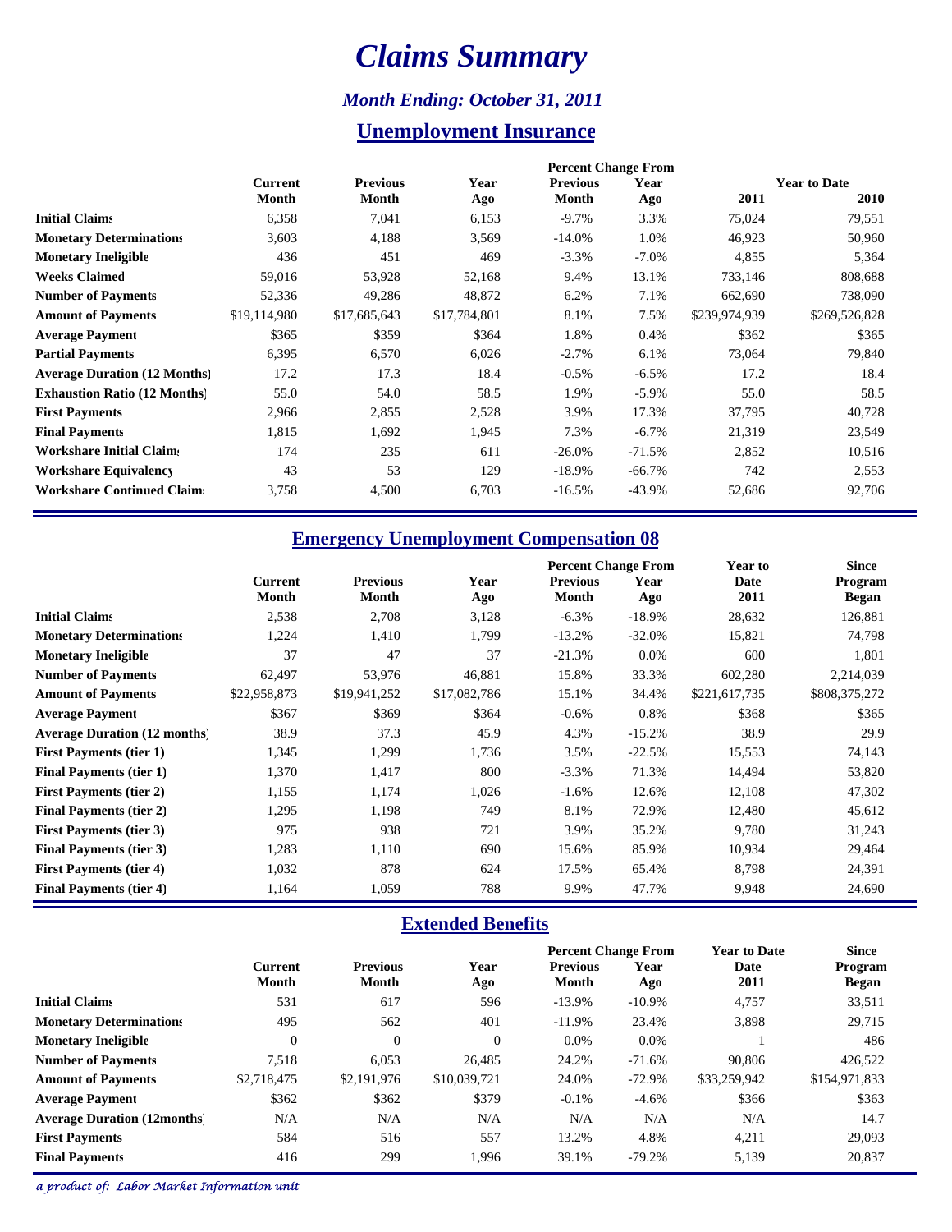# *Claims Summary*

### *Month Ending: October 31, 2011*

## Unemployment Insurance

| | Current Month | Previous Month | Year Ago | Percent Change From Previous Month | Percent Change From Year Ago | Year to Date 2011 | Year to Date 2010 |
|---|---|---|---|---|---|---|---|
| **Initial Claims** | 6,358 | 7,041 | 6,153 | -9.7% | 3.3% | 75,024 | 79,551 |
| **Monetary Determinations** | 3,603 | 4,188 | 3,569 | -14.0% | 1.0% | 46,923 | 50,960 |
| **Monetary Ineligible** | 436 | 451 | 469 | -3.3% | -7.0% | 4,855 | 5,364 |
| **Weeks Claimed** | 59,016 | 53,928 | 52,168 | 9.4% | 13.1% | 733,146 | 808,688 |
| **Number of Payments** | 52,336 | 49,286 | 48,872 | 6.2% | 7.1% | 662,690 | 738,090 |
| **Amount of Payments** | $19,114,980 | $17,685,643 | $17,784,801 | 8.1% | 7.5% | $239,974,939 | $269,526,828 |
| **Average Payment** | $365 | $359 | $364 | 1.8% | 0.4% | $362 | $365 |
| **Partial Payments** | 6,395 | 6,570 | 6,026 | -2.7% | 6.1% | 73,064 | 79,840 |
| **Average Duration (12 Months)** | 17.2 | 17.3 | 18.4 | -0.5% | -6.5% | 17.2 | 18.4 |
| **Exhaustion Ratio (12 Months)** | 55.0 | 54.0 | 58.5 | 1.9% | -5.9% | 55.0 | 58.5 |
| **First Payments** | 2,966 | 2,855 | 2,528 | 3.9% | 17.3% | 37,795 | 40,728 |
| **Final Payments** | 1,815 | 1,692 | 1,945 | 7.3% | -6.7% | 21,319 | 23,549 |
| **Workshare Initial Claims** | 174 | 235 | 611 | -26.0% | -71.5% | 2,852 | 10,516 |
| **Workshare Equivalency** | 43 | 53 | 129 | -18.9% | -66.7% | 742 | 2,553 |
| **Workshare Continued Claims** | 3,758 | 4,500 | 6,703 | -16.5% | -43.9% | 52,686 | 92,706 |

## Emergency Unemployment Compensation 08

| | Current Month | Previous Month | Year Ago | Percent Change From Previous Month | Percent Change From Year Ago | Year to Date 2011 | Since Program Began |
|---|---|---|---|---|---|---|---|
| **Initial Claims** | 2,538 | 2,708 | 3,128 | -6.3% | -18.9% | 28,632 | 126,881 |
| **Monetary Determinations** | 1,224 | 1,410 | 1,799 | -13.2% | -32.0% | 15,821 | 74,798 |
| **Monetary Ineligible** | 37 | 47 | 37 | -21.3% | 0.0% | 600 | 1,801 |
| **Number of Payments** | 62,497 | 53,976 | 46,881 | 15.8% | 33.3% | 602,280 | 2,214,039 |
| **Amount of Payments** | $22,958,873 | $19,941,252 | $17,082,786 | 15.1% | 34.4% | $221,617,735 | $808,375,272 |
| **Average Payment** | $367 | $369 | $364 | -0.6% | 0.8% | $368 | $365 |
| **Average Duration (12 months)** | 38.9 | 37.3 | 45.9 | 4.3% | -15.2% | 38.9 | 29.9 |
| **First Payments (tier 1)** | 1,345 | 1,299 | 1,736 | 3.5% | -22.5% | 15,553 | 74,143 |
| **Final Payments (tier 1)** | 1,370 | 1,417 | 800 | -3.3% | 71.3% | 14,494 | 53,820 |
| **First Payments (tier 2)** | 1,155 | 1,174 | 1,026 | -1.6% | 12.6% | 12,108 | 47,302 |
| **Final Payments (tier 2)** | 1,295 | 1,198 | 749 | 8.1% | 72.9% | 12,480 | 45,612 |
| **First Payments (tier 3)** | 975 | 938 | 721 | 3.9% | 35.2% | 9,780 | 31,243 |
| **Final Payments (tier 3)** | 1,283 | 1,110 | 690 | 15.6% | 85.9% | 10,934 | 29,464 |
| **First Payments (tier 4)** | 1,032 | 878 | 624 | 17.5% | 65.4% | 8,798 | 24,391 |
| **Final Payments (tier 4)** | 1,164 | 1,059 | 788 | 9.9% | 47.7% | 9,948 | 24,690 |

## Extended Benefits

| | Current Month | Previous Month | Year Ago | Percent Change From Previous Month | Percent Change From Year Ago | Year to Date 2011 | Since Program Began |
|---|---|---|---|---|---|---|---|
| **Initial Claims** | 531 | 617 | 596 | -13.9% | -10.9% | 4,757 | 33,511 |
| **Monetary Determinations** | 495 | 562 | 401 | -11.9% | 23.4% | 3,898 | 29,715 |
| **Monetary Ineligible** | 0 | 0 | 0 | 0.0% | 0.0% | 1 | 486 |
| **Number of Payments** | 7,518 | 6,053 | 26,485 | 24.2% | -71.6% | 90,806 | 426,522 |
| **Amount of Payments** | $2,718,475 | $2,191,976 | $10,039,721 | 24.0% | -72.9% | $33,259,942 | $154,971,833 |
| **Average Payment** | $362 | $362 | $379 | -0.1% | -4.6% | $366 | $363 |
| **Average Duration (12months)** | N/A | N/A | N/A | N/A | N/A | N/A | 14.7 |
| **First Payments** | 584 | 516 | 557 | 13.2% | 4.8% | 4,211 | 29,093 |
| **Final Payments** | 416 | 299 | 1,996 | 39.1% | -79.2% | 5,139 | 20,837 |

*a product of: Labor Market Information unit*